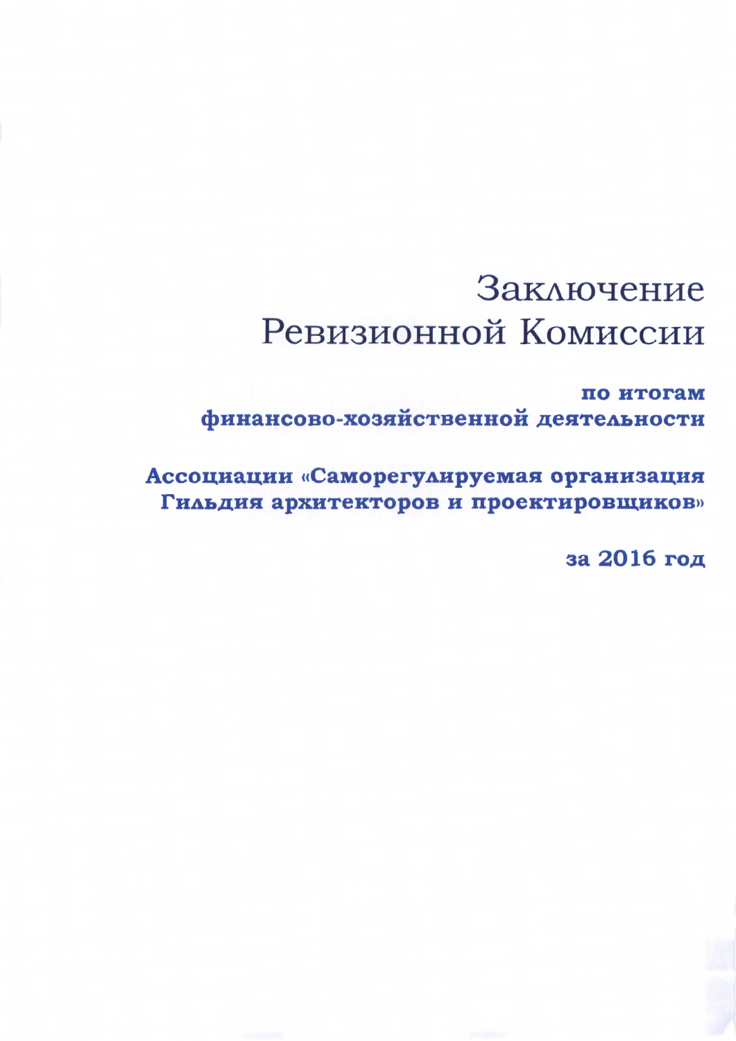# Заключение Ревизионной Комиссии

**по итогам финансово-хозяйственной деятельности**

**Ассоциации «Саморегулируемая организация Гильдия архитекторов и проектировщиков»**

**за 2016 год**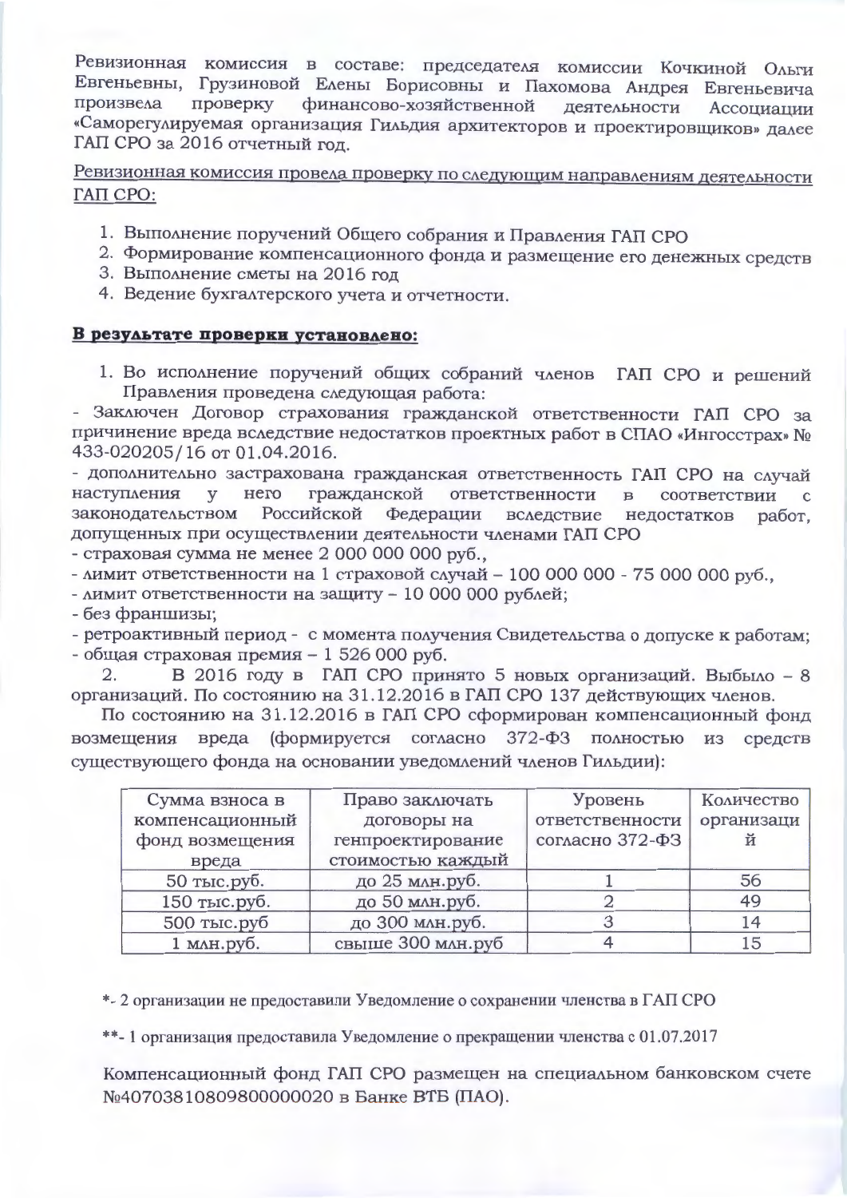Ревизионная комиссия в составе: председателя комиссии Кочкиной Ольги Евгеньевны, Грузиновой Елены Борисовны и Пахомова Андрея Евгеньевича произвела проверку финансово-хозяйственной деятельности Ассоциации «Саморегулируемая организация Гильдия архитекторов и проектировщиков» далее ГАП СРО за 2016 отчетный год.

Ревизионная комиссия провела проверку по следующим направлениям деятельности ГАП СРО:

1. Выполнение поручений Общего собрания и Правления ГАП СРО
2. Формирование компенсационного фонда и размещение его денежных средств
3. Выполнение сметы на 2016 год
4. Ведение бухгалтерского учета и отчетности.

**В результате проверки установлено:**

1. Во исполнение поручений общих собраний членов ГАП СРО и решений Правления проведена следующая работа:

- Заключен Договор страхования гражданской ответственности ГАП СРО за причинение вреда вследствие недостатков проектных работ в СПАО «Ингосстрах» № 433-020205/16 от 01.04.2016.
- дополнительно застрахована гражданская ответственность ГАП СРО на случай наступления у него гражданской ответственности в соответствии с законодательством Российской Федерации вследствие недостатков работ, допущенных при осуществлении деятельности членами ГАП СРО
- страховая сумма не менее 2 000 000 000 руб.,
- лимит ответственности на 1 страховой случай – 100 000 000 - 75 000 000 руб.,
- лимит ответственности на защиту – 10 000 000 рублей;
- без франшизы;
- ретроактивный период - с момента получения Свидетельства о допуске к работам;
- общая страховая премия – 1 526 000 руб.

2. В 2016 году в ГАП СРО принято 5 новых организаций. Выбыло – 8 организаций. По состоянию на 31.12.2016 в ГАП СРО 137 действующих членов.

По состоянию на 31.12.2016 в ГАП СРО сформирован компенсационный фонд возмещения вреда (формируется согласно 372-ФЗ полностью из средств существующего фонда на основании уведомлений членов Гильдии):

| Сумма взноса в компенсационный фонд возмещения вреда | Право заключать договоры на генпроектирование стоимостью каждый | Уровень ответственности согласно 372-ФЗ | Количество организаций |
|---|---|---|---|
| 50 тыс.руб. | до 25 млн.руб. | 1 | 56 |
| 150 тыс.руб. | до 50 млн.руб. | 2 | 49 |
| 500 тыс.руб | до 300 млн.руб. | 3 | 14 |
| 1 млн.руб. | свыше 300 млн.руб | 4 | 15 |

*- 2 организации не предоставили Уведомление о сохранении членства в ГАП СРО

**- 1 организация предоставила Уведомление о прекращении членства с 01.07.2017

Компенсационный фонд ГАП СРО размещен на специальном банковском счете №40703810809800000020 в Банке ВТБ (ПАО).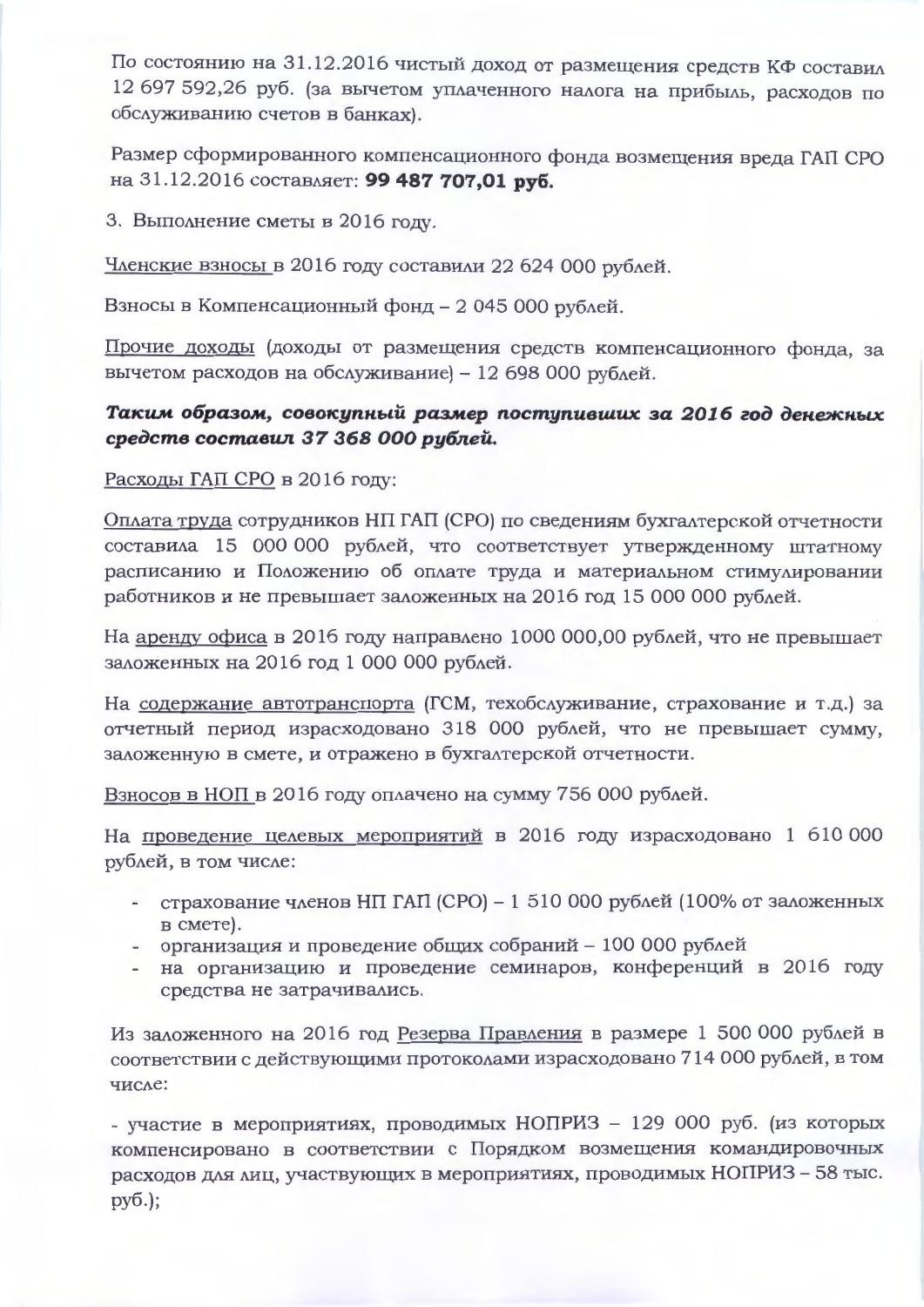По состоянию на 31.12.2016 чистый доход от размещения средств КФ составил 12 697 592,26 руб. (за вычетом уплаченного налога на прибыль, расходов по обслуживанию счетов в банках).

Размер сформированного компенсационного фонда возмещения вреда ГАП СРО на 31.12.2016 составляет: **99 487 707,01 руб.**

3. Выполнение сметы в 2016 году.

Членские взносы в 2016 году составили 22 624 000 рублей.

Взносы в Компенсационный фонд – 2 045 000 рублей.

Прочие доходы (доходы от размещения средств компенсационного фонда, за вычетом расходов на обслуживание) – 12 698 000 рублей.

***Таким образом, совокупный размер поступивших за 2016 год денежных средств составил 37 368 000 рублей.***

Расходы ГАП СРО в 2016 году:

Оплата труда сотрудников НП ГАП (СРО) по сведениям бухгалтерской отчетности составила 15 000 000 рублей, что соответствует утвержденному штатному расписанию и Положению об оплате труда и материальном стимулировании работников и не превышает заложенных на 2016 год 15 000 000 рублей.

На аренду офиса в 2016 году направлено 1000 000,00 рублей, что не превышает заложенных на 2016 год 1 000 000 рублей.

На содержание автотранспорта (ГСМ, техобслуживание, страхование и т.д.) за отчетный период израсходовано 318 000 рублей, что не превышает сумму, заложенную в смете, и отражено в бухгалтерской отчетности.

Взносов в НОП в 2016 году оплачено на сумму 756 000 рублей.

На проведение целевых мероприятий в 2016 году израсходовано 1 610 000 рублей, в том числе:

- страхование членов НП ГАП (СРО) – 1 510 000 рублей (100% от заложенных в смете).
- организация и проведение общих собраний – 100 000 рублей
- на организацию и проведение семинаров, конференций в 2016 году средства не затрачивались.

Из заложенного на 2016 год Резерва Правления в размере 1 500 000 рублей в соответствии с действующими протоколами израсходовано 714 000 рублей, в том числе:

- участие в мероприятиях, проводимых НОПРИЗ – 129 000 руб. (из которых компенсировано в соответствии с Порядком возмещения командировочных расходов для лиц, участвующих в мероприятиях, проводимых НОПРИЗ – 58 тыс. руб.);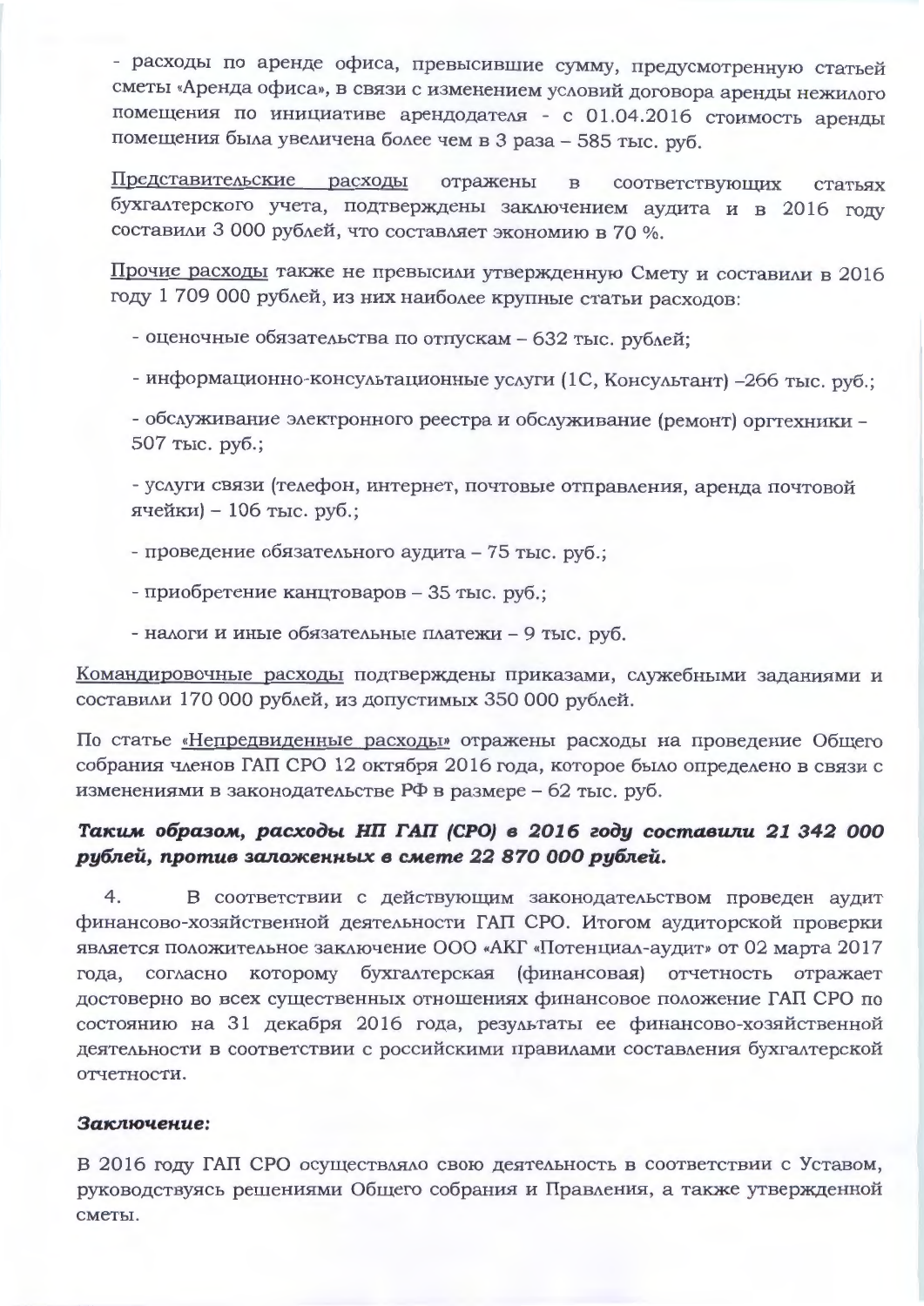- расходы по аренде офиса, превысившие сумму, предусмотренную статьей сметы «Аренда офиса», в связи с изменением условий договора аренды нежилого помещения по инициативе арендодателя - с 01.04.2016 стоимость аренды помещения была увеличена более чем в 3 раза – 585 тыс. руб.

<u>Представительские расходы</u> отражены в соответствующих статьях бухгалтерского учета, подтверждены заключением аудита и в 2016 году составили 3 000 рублей, что составляет экономию в 70 %.

<u>Прочие расходы</u> также не превысили утвержденную Смету и составили в 2016 году 1 709 000 рублей, из них наиболее крупные статьи расходов:

- оценочные обязательства по отпускам – 632 тыс. рублей;
- информационно-консультационные услуги (1С, Консультант) –266 тыс. руб.;
- обслуживание электронного реестра и обслуживание (ремонт) оргтехники – 507 тыс. руб.;
- услуги связи (телефон, интернет, почтовые отправления, аренда почтовой ячейки) – 106 тыс. руб.;
- проведение обязательного аудита – 75 тыс. руб.;
- приобретение канцтоваров – 35 тыс. руб.;
- налоги и иные обязательные платежи – 9 тыс. руб.

<u>Командировочные расходы</u> подтверждены приказами, служебными заданиями и составили 170 000 рублей, из допустимых 350 000 рублей.

По статье <u>«Непредвиденные расходы»</u> отражены расходы на проведение Общего собрания членов ГАП СРО 12 октября 2016 года, которое было определено в связи с изменениями в законодательстве РФ в размере – 62 тыс. руб.

***Таким образом, расходы НП ГАП (СРО) в 2016 году составили 21 342 000 рублей, против заложенных в смете 22 870 000 рублей.***

4. В соответствии с действующим законодательством проведен аудит финансово-хозяйственной деятельности ГАП СРО. Итогом аудиторской проверки является положительное заключение ООО «АКГ «Потенциал-аудит» от 02 марта 2017 года, согласно которому бухгалтерская (финансовая) отчетность отражает достоверно во всех существенных отношениях финансовое положение ГАП СРО по состоянию на 31 декабря 2016 года, результаты ее финансово-хозяйственной деятельности в соответствии с российскими правилами составления бухгалтерской отчетности.

***Заключение:***

В 2016 году ГАП СРО осуществляло свою деятельность в соответствии с Уставом, руководствуясь решениями Общего собрания и Правления, а также утвержденной сметы.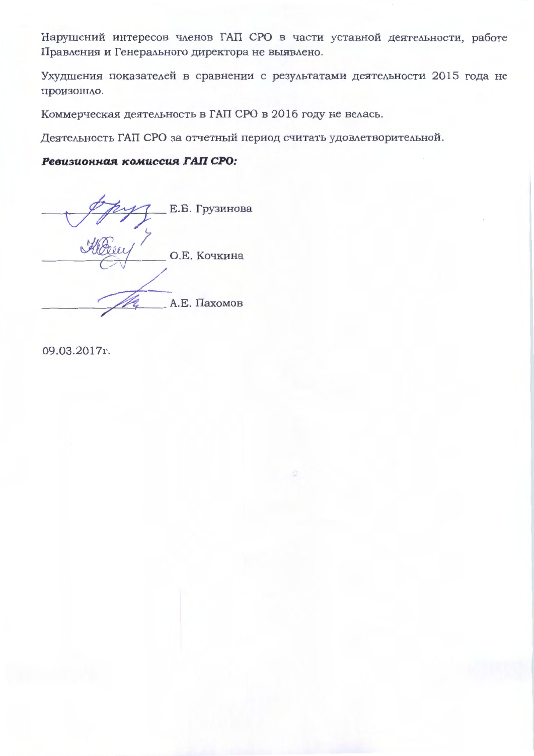Нарушений интересов членов ГАП СРО в части уставной деятельности, работе Правления и Генерального директора не выявлено.

Ухудшения показателей в сравнении с результатами деятельности 2015 года не произошло.

Коммерческая деятельность в ГАП СРО в 2016 году не велась.

Деятельность ГАП СРО за отчетный период считать удовлетворительной.

***Ревизионная комиссия ГАП СРО:***

_______________ Е.Б. Грузинова

_______________ О.Е. Кочкина

_______________ А.Е. Пахомов

09.03.2017г.